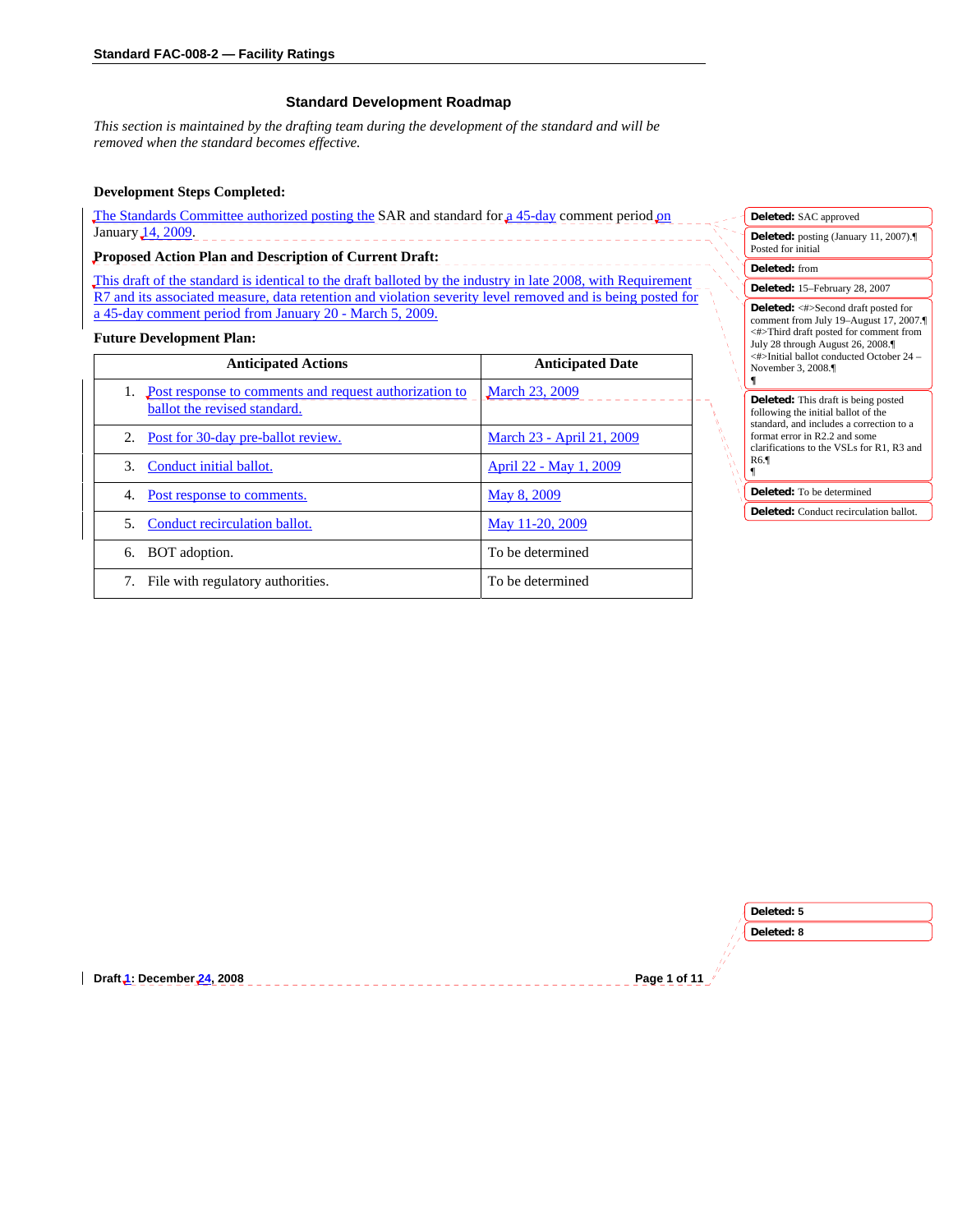## Standard Development Roadmap

*This section is maintained by the drafting team during the development of the standard and will be removed when the standard becomes effective.*

**Development Steps Completed:**

The Standards Committee authorized posting the SAR and standard for a 45-day comment period on January 14, 2009.

**Proposed Action Plan and Description of Current Draft:**

This draft of the standard is identical to the draft balloted by the industry in late 2008, with Requirement R7 and its associated measure, data retention and violation severity level removed and is being posted for a 45-day comment period from January 20 - March 5, 2009.

**Future Development Plan:**

| Anticipated Actions | Anticipated Date |
|---|---|
| 1. Post response to comments and request authorization to ballot the revised standard. | March 23, 2009 |
| 2. Post for 30-day pre-ballot review. | March 23 - April 21, 2009 |
| 3. Conduct initial ballot. | April 22 - May 1, 2009 |
| 4. Post response to comments. | May 8, 2009 |
| 5. Conduct recirculation ballot. | May 11-20, 2009 |
| 6. BOT adoption. | To be determined |
| 7. File with regulatory authorities. | To be determined |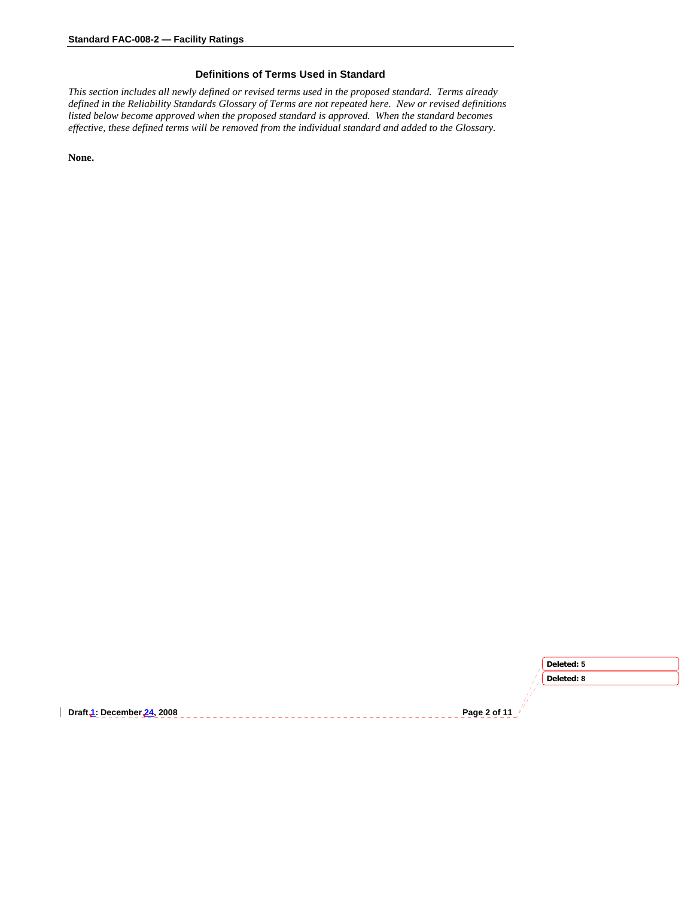## Definitions of Terms Used in Standard

*This section includes all newly defined or revised terms used in the proposed standard. Terms already defined in the Reliability Standards Glossary of Terms are not repeated here. New or revised definitions listed below become approved when the proposed standard is approved. When the standard becomes effective, these defined terms will be removed from the individual standard and added to the Glossary.*

**None.**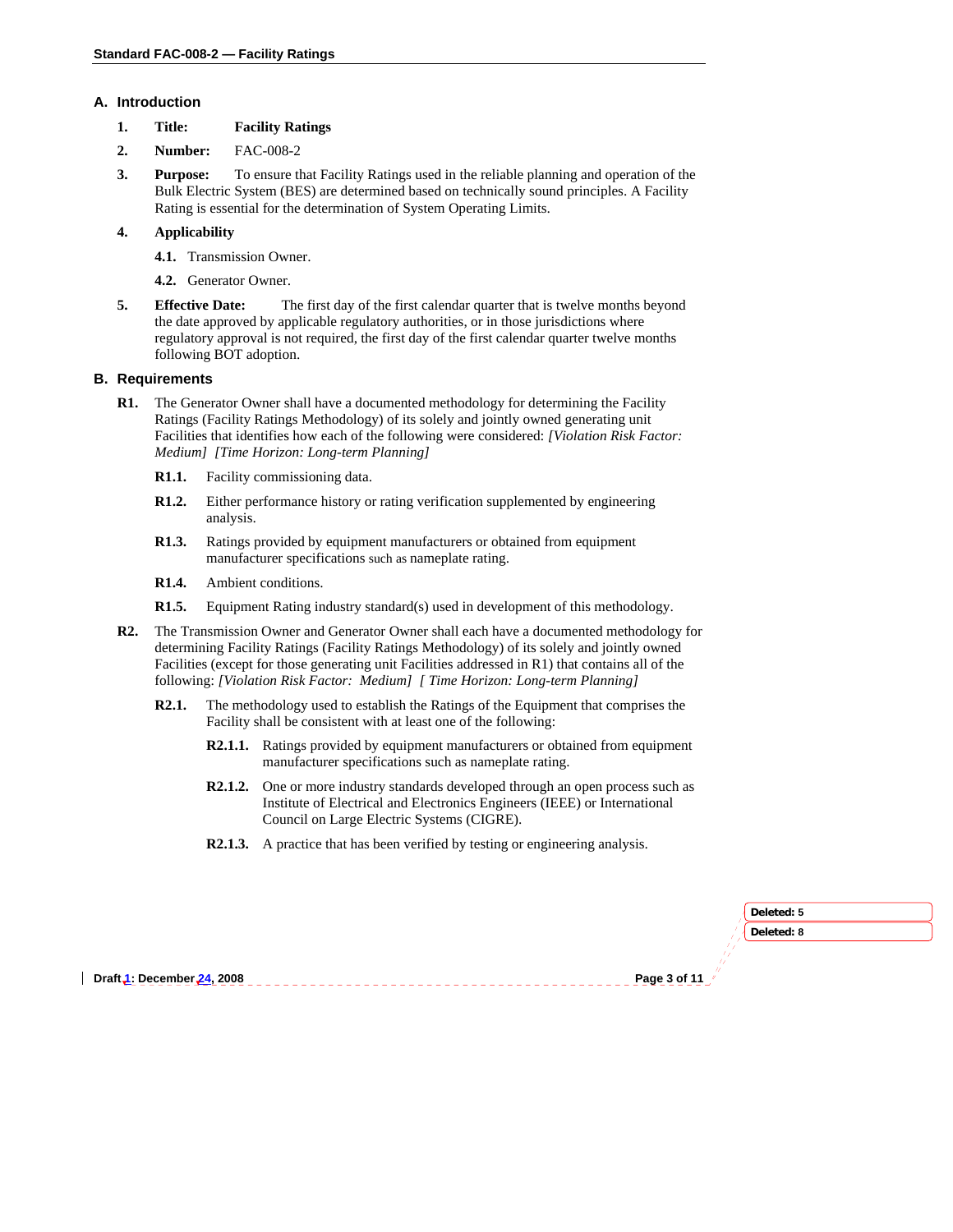## A. Introduction

1. **Title:** **Facility Ratings**

2. **Number:** FAC-008-2

3. **Purpose:** To ensure that Facility Ratings used in the reliable planning and operation of the Bulk Electric System (BES) are determined based on technically sound principles. A Facility Rating is essential for the determination of System Operating Limits.

4. **Applicability**

   **4.1.** Transmission Owner.

   **4.2.** Generator Owner.

5. **Effective Date:** The first day of the first calendar quarter that is twelve months beyond the date approved by applicable regulatory authorities, or in those jurisdictions where regulatory approval is not required, the first day of the first calendar quarter twelve months following BOT adoption.

## B. Requirements

**R1.** The Generator Owner shall have a documented methodology for determining the Facility Ratings (Facility Ratings Methodology) of its solely and jointly owned generating unit Facilities that identifies how each of the following were considered: *[Violation Risk Factor: Medium] [Time Horizon: Long-term Planning]*

- **R1.1.** Facility commissioning data.
- **R1.2.** Either performance history or rating verification supplemented by engineering analysis.
- **R1.3.** Ratings provided by equipment manufacturers or obtained from equipment manufacturer specifications such as nameplate rating.
- **R1.4.** Ambient conditions.
- **R1.5.** Equipment Rating industry standard(s) used in development of this methodology.

**R2.** The Transmission Owner and Generator Owner shall each have a documented methodology for determining Facility Ratings (Facility Ratings Methodology) of its solely and jointly owned Facilities (except for those generating unit Facilities addressed in R1) that contains all of the following: *[Violation Risk Factor: Medium] [ Time Horizon: Long-term Planning]*

- **R2.1.** The methodology used to establish the Ratings of the Equipment that comprises the Facility shall be consistent with at least one of the following:
  - **R2.1.1.** Ratings provided by equipment manufacturers or obtained from equipment manufacturer specifications such as nameplate rating.
  - **R2.1.2.** One or more industry standards developed through an open process such as Institute of Electrical and Electronics Engineers (IEEE) or International Council on Large Electric Systems (CIGRE).
  - **R2.1.3.** A practice that has been verified by testing or engineering analysis.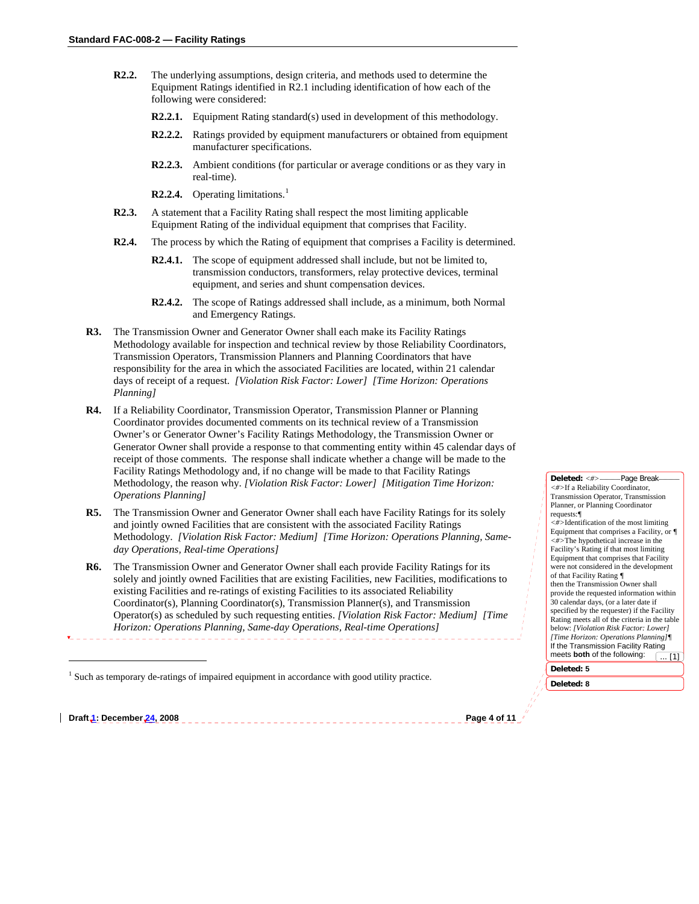**R2.2.** The underlying assumptions, design criteria, and methods used to determine the Equipment Ratings identified in R2.1 including identification of how each of the following were considered:

**R2.2.1.** Equipment Rating standard(s) used in development of this methodology.

**R2.2.2.** Ratings provided by equipment manufacturers or obtained from equipment manufacturer specifications.

**R2.2.3.** Ambient conditions (for particular or average conditions or as they vary in real-time).

**R2.2.4.** Operating limitations.[1]

**R2.3.** A statement that a Facility Rating shall respect the most limiting applicable Equipment Rating of the individual equipment that comprises that Facility.

**R2.4.** The process by which the Rating of equipment that comprises a Facility is determined.

**R2.4.1.** The scope of equipment addressed shall include, but not be limited to, transmission conductors, transformers, relay protective devices, terminal equipment, and series and shunt compensation devices.

**R2.4.2.** The scope of Ratings addressed shall include, as a minimum, both Normal and Emergency Ratings.

**R3.** The Transmission Owner and Generator Owner shall each make its Facility Ratings Methodology available for inspection and technical review by those Reliability Coordinators, Transmission Operators, Transmission Planners and Planning Coordinators that have responsibility for the area in which the associated Facilities are located, within 21 calendar days of receipt of a request. *[Violation Risk Factor: Lower] [Time Horizon: Operations Planning]*

**R4.** If a Reliability Coordinator, Transmission Operator, Transmission Planner or Planning Coordinator provides documented comments on its technical review of a Transmission Owner's or Generator Owner's Facility Ratings Methodology, the Transmission Owner or Generator Owner shall provide a response to that commenting entity within 45 calendar days of receipt of those comments. The response shall indicate whether a change will be made to the Facility Ratings Methodology and, if no change will be made to that Facility Ratings Methodology, the reason why. *[Violation Risk Factor: Lower] [Mitigation Time Horizon: Operations Planning]*

**R5.** The Transmission Owner and Generator Owner shall each have Facility Ratings for its solely and jointly owned Facilities that are consistent with the associated Facility Ratings Methodology. *[Violation Risk Factor: Medium] [Time Horizon: Operations Planning, Same-day Operations, Real-time Operations]*

**R6.** The Transmission Owner and Generator Owner shall each provide Facility Ratings for its solely and jointly owned Facilities that are existing Facilities, new Facilities, modifications to existing Facilities and re-ratings of existing Facilities to its associated Reliability Coordinator(s), Planning Coordinator(s), Transmission Planner(s), and Transmission Operator(s) as scheduled by such requesting entities. *[Violation Risk Factor: Medium] [Time Horizon: Operations Planning, Same-day Operations, Real-time Operations]*

---

[1] Such as temporary de-ratings of impaired equipment in accordance with good utility practice.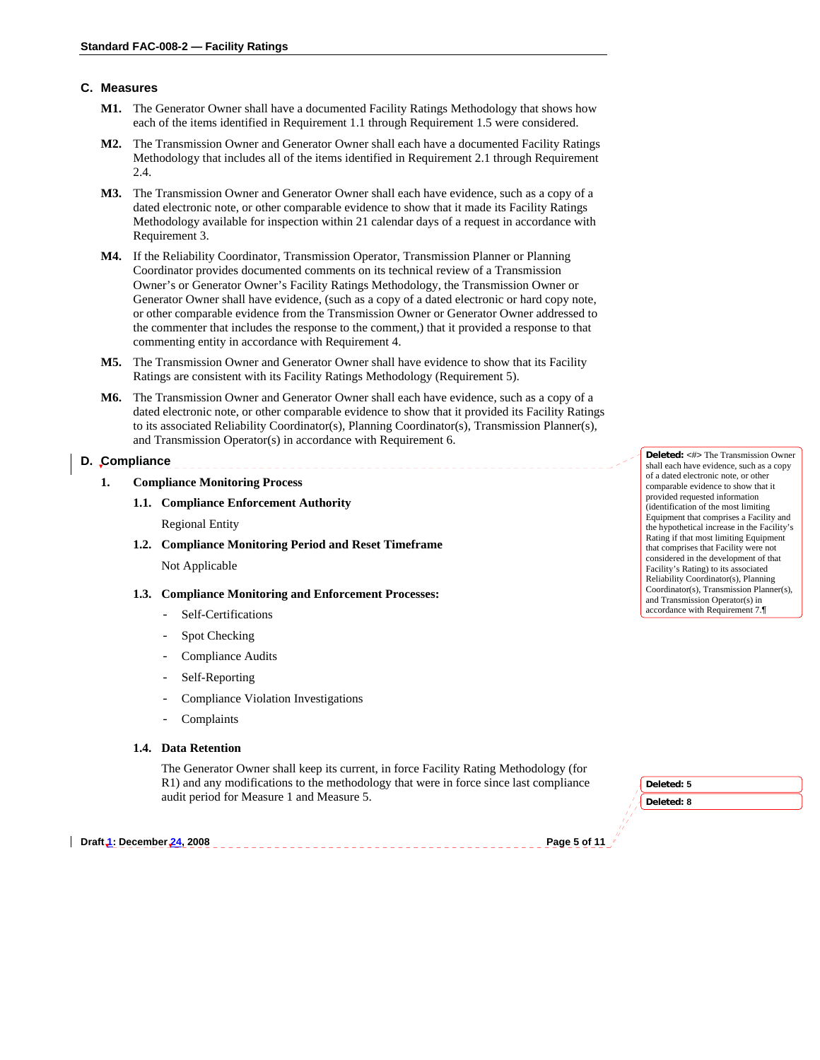## C. Measures

**M1.** The Generator Owner shall have a documented Facility Ratings Methodology that shows how each of the items identified in Requirement 1.1 through Requirement 1.5 were considered.

**M2.** The Transmission Owner and Generator Owner shall each have a documented Facility Ratings Methodology that includes all of the items identified in Requirement 2.1 through Requirement 2.4.

**M3.** The Transmission Owner and Generator Owner shall each have evidence, such as a copy of a dated electronic note, or other comparable evidence to show that it made its Facility Ratings Methodology available for inspection within 21 calendar days of a request in accordance with Requirement 3.

**M4.** If the Reliability Coordinator, Transmission Operator, Transmission Planner or Planning Coordinator provides documented comments on its technical review of a Transmission Owner's or Generator Owner's Facility Ratings Methodology, the Transmission Owner or Generator Owner shall have evidence, (such as a copy of a dated electronic or hard copy note, or other comparable evidence from the Transmission Owner or Generator Owner addressed to the commenter that includes the response to the comment,) that it provided a response to that commenting entity in accordance with Requirement 4.

**M5.** The Transmission Owner and Generator Owner shall have evidence to show that its Facility Ratings are consistent with its Facility Ratings Methodology (Requirement 5).

**M6.** The Transmission Owner and Generator Owner shall each have evidence, such as a copy of a dated electronic note, or other comparable evidence to show that it provided its Facility Ratings to its associated Reliability Coordinator(s), Planning Coordinator(s), Transmission Planner(s), and Transmission Operator(s) in accordance with Requirement 6.

## D. Compliance

**1. Compliance Monitoring Process**

**1.1. Compliance Enforcement Authority**

Regional Entity

**1.2. Compliance Monitoring Period and Reset Timeframe**

Not Applicable

**1.3. Compliance Monitoring and Enforcement Processes:**

- Self-Certifications
- Spot Checking
- Compliance Audits
- Self-Reporting
- Compliance Violation Investigations
- Complaints

**1.4. Data Retention**

The Generator Owner shall keep its current, in force Facility Rating Methodology (for R1) and any modifications to the methodology that were in force since last compliance audit period for Measure 1 and Measure 5.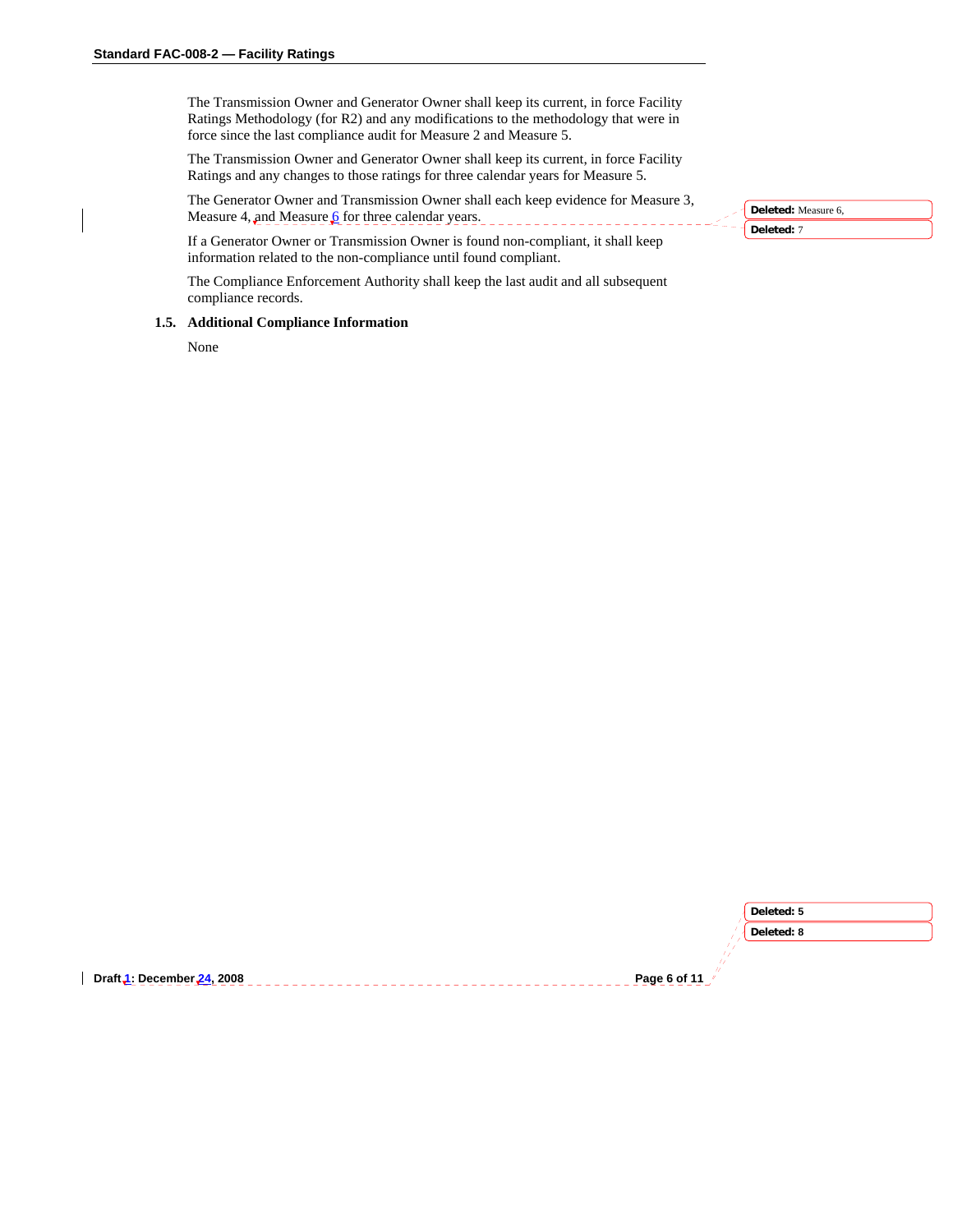The Transmission Owner and Generator Owner shall keep its current, in force Facility Ratings Methodology (for R2) and any modifications to the methodology that were in force since the last compliance audit for Measure 2 and Measure 5.

The Transmission Owner and Generator Owner shall keep its current, in force Facility Ratings and any changes to those ratings for three calendar years for Measure 5.

The Generator Owner and Transmission Owner shall each keep evidence for Measure 3, Measure 4, and Measure 6 for three calendar years.

If a Generator Owner or Transmission Owner is found non-compliant, it shall keep information related to the non-compliance until found compliant.

The Compliance Enforcement Authority shall keep the last audit and all subsequent compliance records.

### 1.5. Additional Compliance Information

None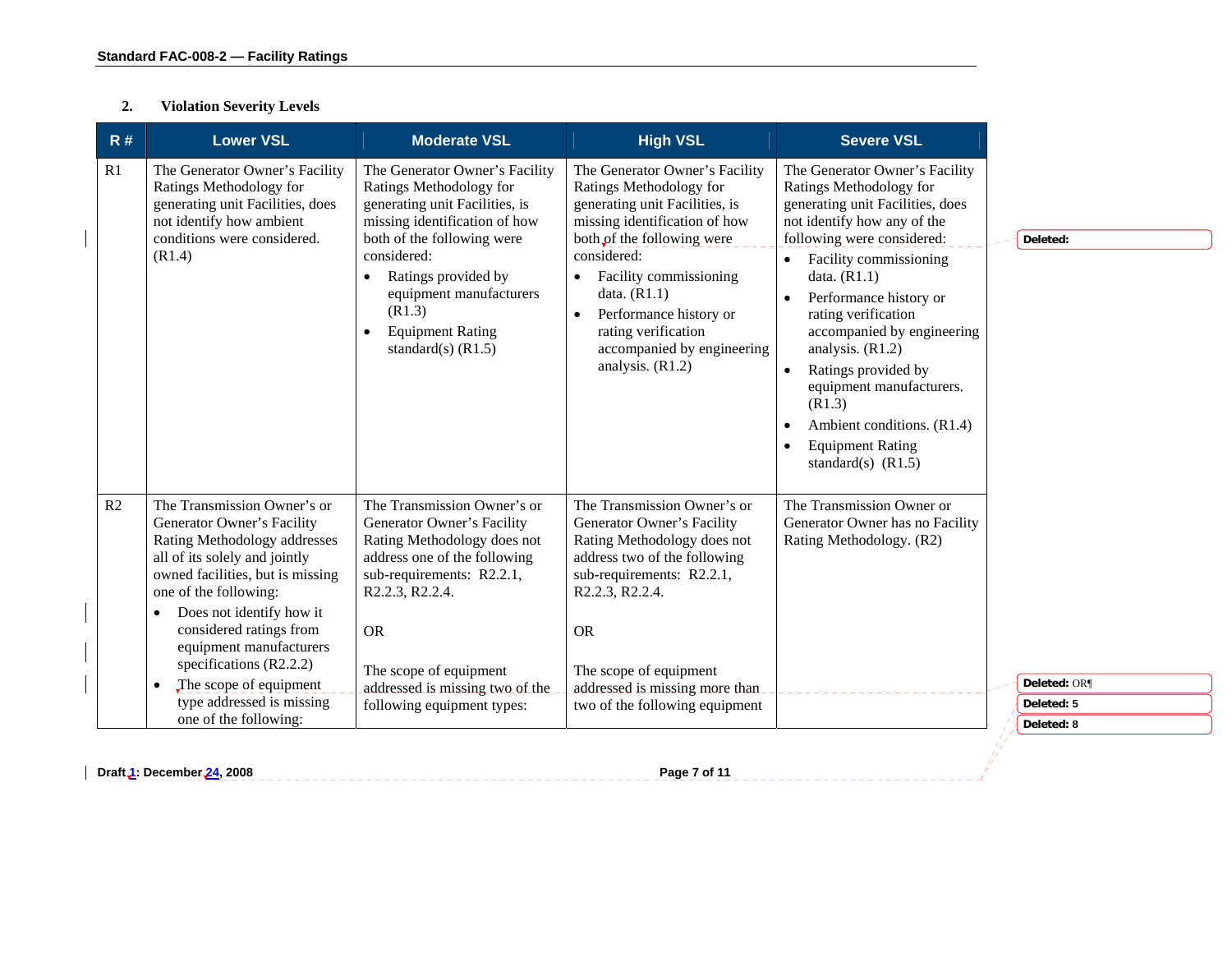## 2. Violation Severity Levels

| R # | Lower VSL | Moderate VSL | High VSL | Severe VSL |
|---|---|---|---|---|
| R1 | The Generator Owner's Facility Ratings Methodology for generating unit Facilities, does not identify how ambient conditions were considered. (R1.4) | The Generator Owner's Facility Ratings Methodology for generating unit Facilities, is missing identification of how both of the following were considered:<br>• Ratings provided by equipment manufacturers (R1.3)<br>• Equipment Rating standard(s) (R1.5) | The Generator Owner's Facility Ratings Methodology for generating unit Facilities, is missing identification of how both of the following were considered:<br>• Facility commissioning data. (R1.1)<br>• Performance history or rating verification accompanied by engineering analysis. (R1.2) | The Generator Owner's Facility Ratings Methodology for generating unit Facilities, does not identify how any of the following were considered:<br>• Facility commissioning data. (R1.1)<br>• Performance history or rating verification accompanied by engineering analysis. (R1.2)<br>• Ratings provided by equipment manufacturers. (R1.3)<br>• Ambient conditions. (R1.4)<br>• Equipment Rating standard(s) (R1.5) |
| R2 | The Transmission Owner's or Generator Owner's Facility Rating Methodology addresses all of its solely and jointly owned facilities, but is missing one of the following:<br>• Does not identify how it considered ratings from equipment manufacturers specifications (R2.2.2)<br>• The scope of equipment type addressed is missing one of the following: | The Transmission Owner's or Generator Owner's Facility Rating Methodology does not address one of the following sub-requirements: R2.2.1, R2.2.3, R2.2.4.<br><br>OR<br><br>The scope of equipment addressed is missing two of the following equipment types: | The Transmission Owner's or Generator Owner's Facility Rating Methodology does not address two of the following sub-requirements: R2.2.1, R2.2.3, R2.2.4.<br><br>OR<br><br>The scope of equipment addressed is missing more than two of the following equipment | The Transmission Owner or Generator Owner has no Facility Rating Methodology. (R2) |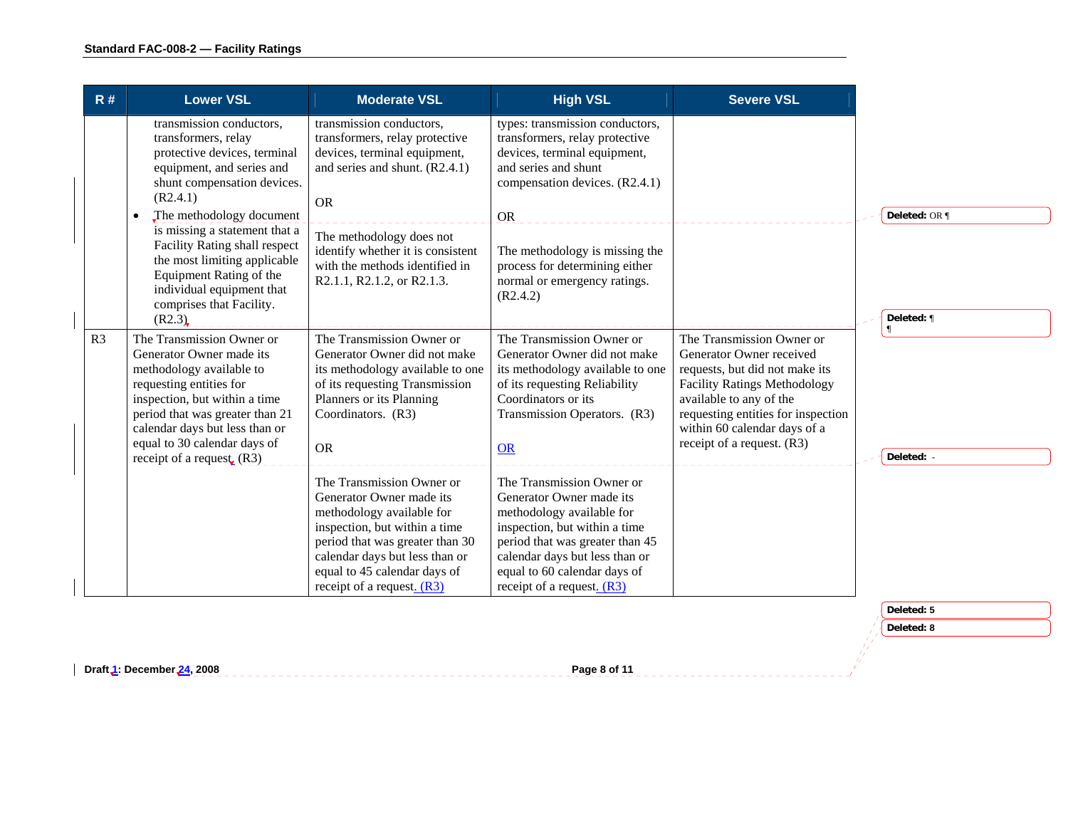| R # | Lower VSL | Moderate VSL | High VSL | Severe VSL |
|---|---|---|---|---|
| | transmission conductors, transformers, relay protective devices, terminal equipment, and series and shunt compensation devices. (R2.4.1)<br>• The methodology document is missing a statement that a Facility Rating shall respect the most limiting applicable Equipment Rating of the individual equipment that comprises that Facility. (R2.3) | transmission conductors, transformers, relay protective devices, terminal equipment, and series and shunt. (R2.4.1)<br><br>OR<br><br>The methodology does not identify whether it is consistent with the methods identified in R2.1.1, R2.1.2, or R2.1.3. | types: transmission conductors, transformers, relay protective devices, terminal equipment, and series and shunt compensation devices. (R2.4.1)<br><br>OR<br><br>The methodology is missing the process for determining either normal or emergency ratings. (R2.4.2) | |
| R3 | The Transmission Owner or Generator Owner made its methodology available to requesting entities for inspection, but within a time period that was greater than 21 calendar days but less than or equal to 30 calendar days of receipt of a request. (R3) | The Transmission Owner or Generator Owner did not make its methodology available to one of its requesting Transmission Planners or its Planning Coordinators. (R3)<br><br>OR<br><br>The Transmission Owner or Generator Owner made its methodology available for inspection, but within a time period that was greater than 30 calendar days but less than or equal to 45 calendar days of receipt of a request. (R3) | The Transmission Owner or Generator Owner did not make its methodology available to one of its requesting Reliability Coordinators or its Transmission Operators. (R3)<br><br>OR<br><br>The Transmission Owner or Generator Owner made its methodology available for inspection, but within a time period that was greater than 45 calendar days but less than or equal to 60 calendar days of receipt of a request. (R3) | The Transmission Owner or Generator Owner received requests, but did not make its Facility Ratings Methodology available to any of the requesting entities for inspection within 60 calendar days of a receipt of a request. (R3) |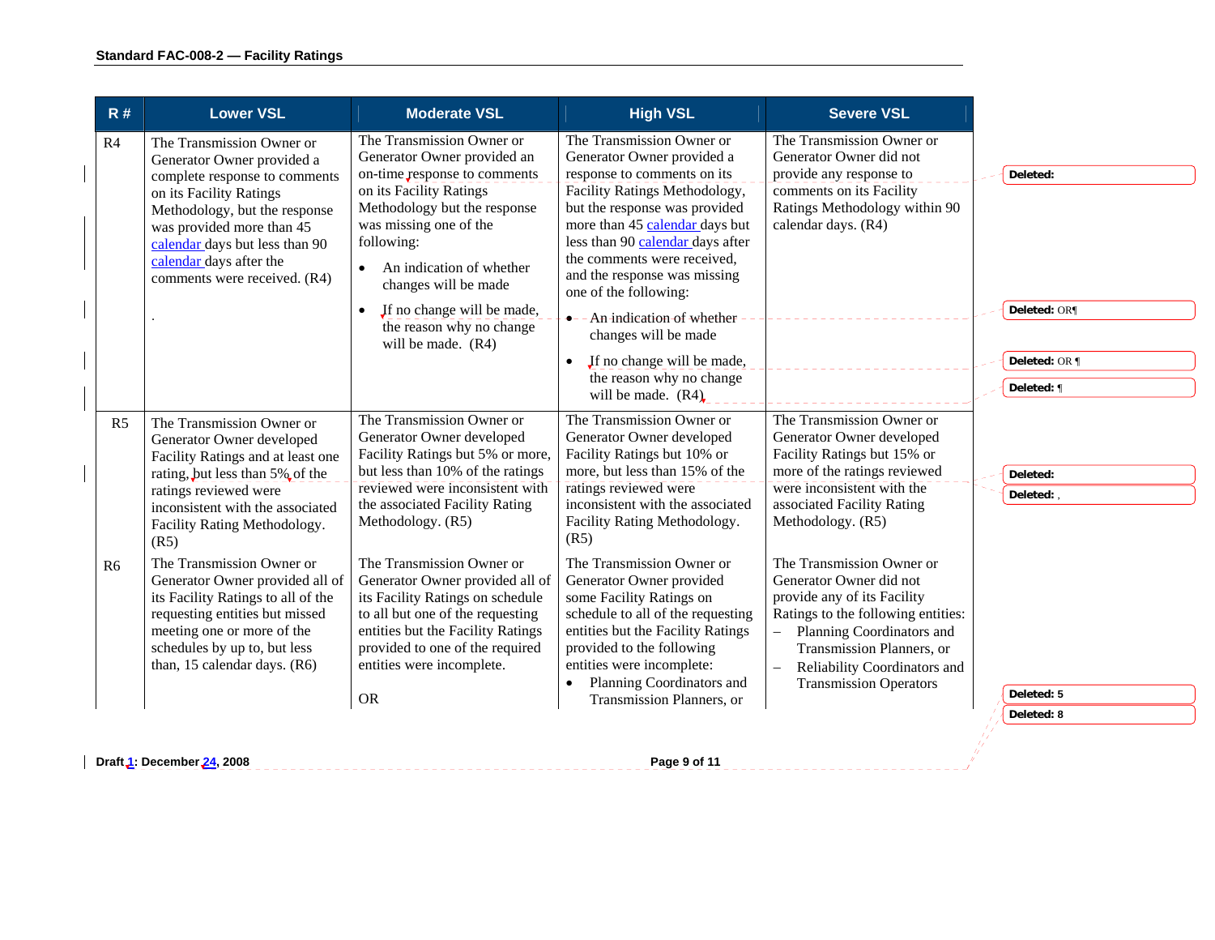| R # | Lower VSL | Moderate VSL | High VSL | Severe VSL |
|---|---|---|---|---|
| R4 | The Transmission Owner or Generator Owner provided a complete response to comments on its Facility Ratings Methodology, but the response was provided more than 45 calendar days but less than 90 calendar days after the comments were received. (R4)<br><br>. | The Transmission Owner or Generator Owner provided an on-time response to comments on its Facility Ratings Methodology but the response was missing one of the following:<br>• An indication of whether changes will be made<br>• If no change will be made, the reason why no change will be made. (R4) | The Transmission Owner or Generator Owner provided a response to comments on its Facility Ratings Methodology, but the response was provided more than 45 calendar days but less than 90 calendar days after the comments were received, and the response was missing one of the following:<br>• An indication of whether changes will be made<br>• If no change will be made, the reason why no change will be made. (R4) | The Transmission Owner or Generator Owner did not provide any response to comments on its Facility Ratings Methodology within 90 calendar days. (R4) |
| R5 | The Transmission Owner or Generator Owner developed Facility Ratings and at least one rating, but less than 5% of the ratings reviewed were inconsistent with the associated Facility Rating Methodology. (R5) | The Transmission Owner or Generator Owner developed Facility Ratings but 5% or more, but less than 10% of the ratings reviewed were inconsistent with the associated Facility Rating Methodology. (R5) | The Transmission Owner or Generator Owner developed Facility Ratings but 10% or more, but less than 15% of the ratings reviewed were inconsistent with the associated Facility Rating Methodology. (R5) | The Transmission Owner or Generator Owner developed Facility Ratings but 15% or more of the ratings reviewed were inconsistent with the associated Facility Rating Methodology. (R5) |
| R6 | The Transmission Owner or Generator Owner provided all of its Facility Ratings to all of the requesting entities but missed meeting one or more of the schedules by up to, but less than, 15 calendar days. (R6) | The Transmission Owner or Generator Owner provided all of its Facility Ratings on schedule to all but one of the requesting entities but the Facility Ratings provided to one of the required entities were incomplete.<br><br>OR | The Transmission Owner or Generator Owner provided some Facility Ratings on schedule to all of the requesting entities but the Facility Ratings provided to the following entities were incomplete:<br>• Planning Coordinators and Transmission Planners, or | The Transmission Owner or Generator Owner did not provide any of its Facility Ratings to the following entities:<br>– Planning Coordinators and Transmission Planners, or<br>– Reliability Coordinators and Transmission Operators |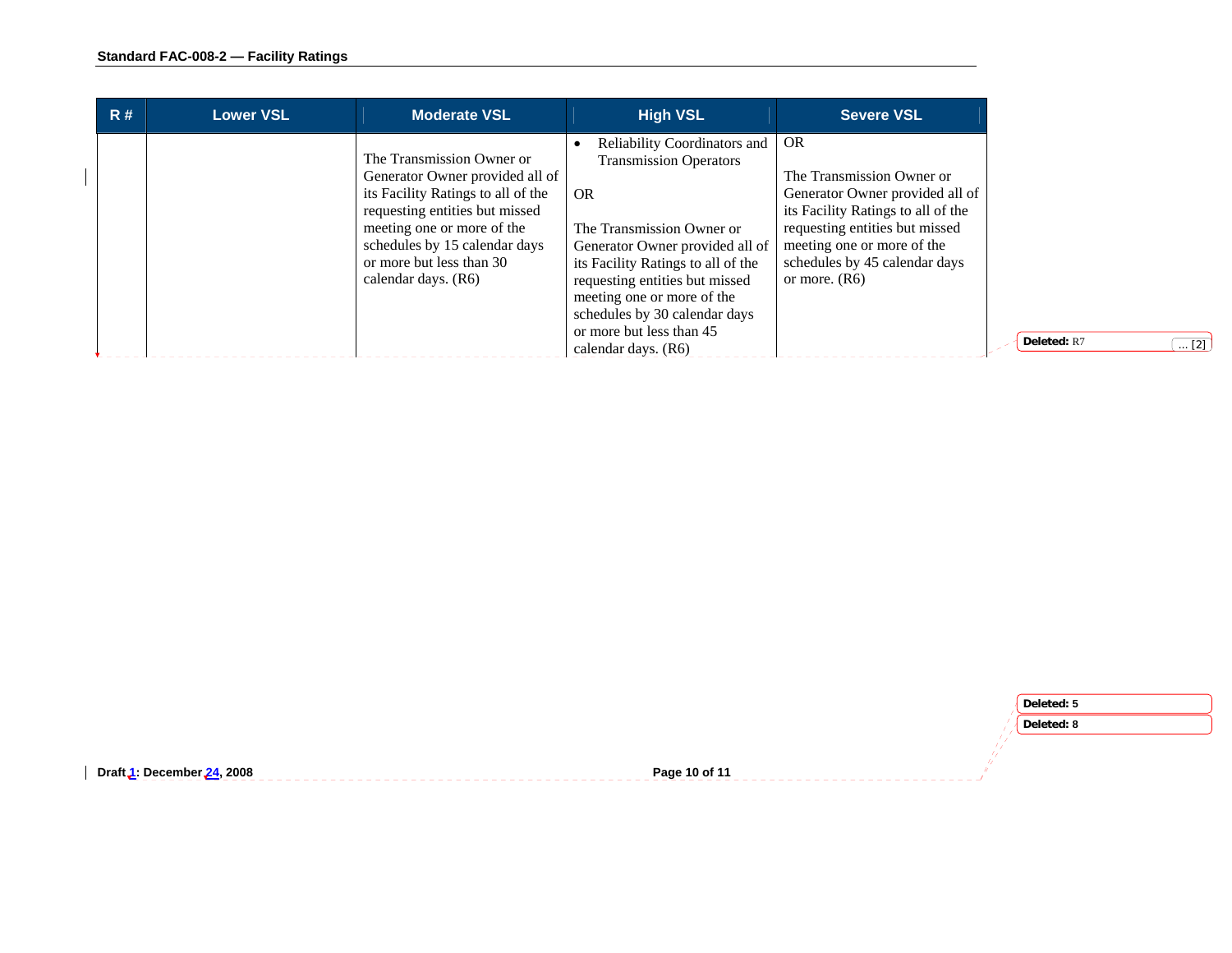| R # | Lower VSL | Moderate VSL | High VSL | Severe VSL |
|---|---|---|---|---|
| | | The Transmission Owner or Generator Owner provided all of its Facility Ratings to all of the requesting entities but missed meeting one or more of the schedules by 15 calendar days or more but less than 30 calendar days. (R6) | • Reliability Coordinators and Transmission Operators<br><br>OR<br><br>The Transmission Owner or Generator Owner provided all of its Facility Ratings to all of the requesting entities but missed meeting one or more of the schedules by 30 calendar days or more but less than 45 calendar days. (R6) | OR<br><br>The Transmission Owner or Generator Owner provided all of its Facility Ratings to all of the requesting entities but missed meeting one or more of the schedules by 45 calendar days or more. (R6) |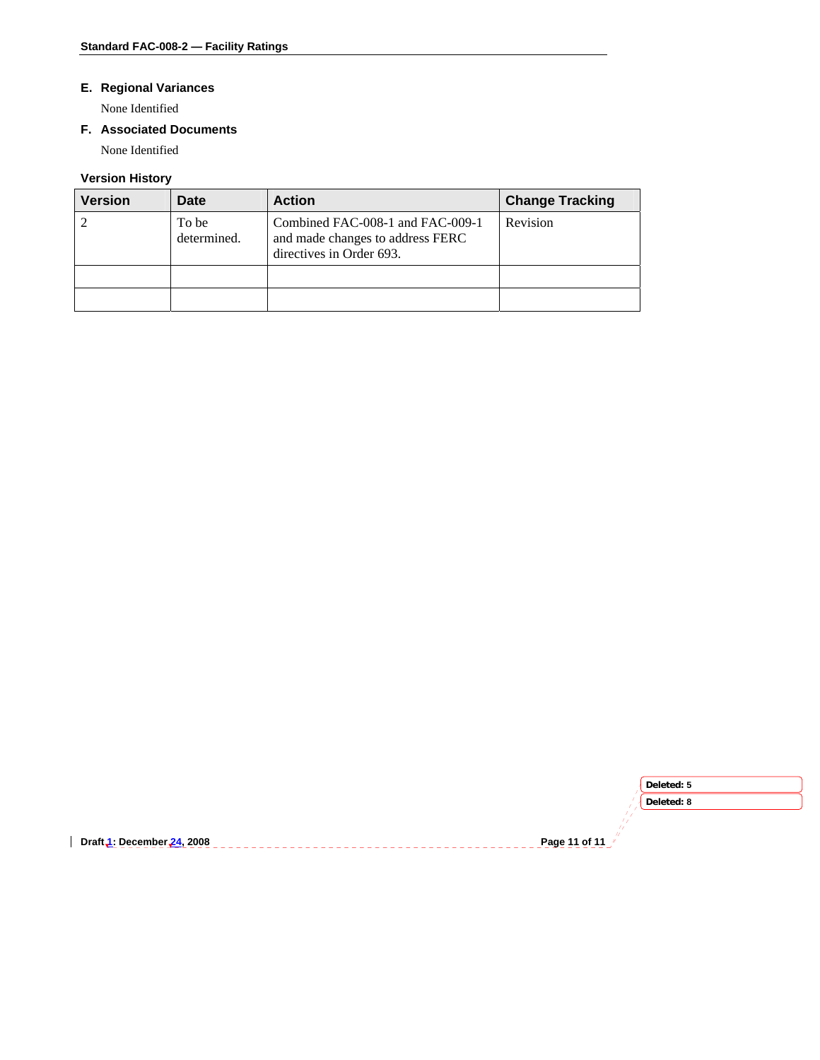## E. Regional Variances

None Identified

## F. Associated Documents

None Identified

### Version History

| Version | Date | Action | Change Tracking |
|---|---|---|---|
| 2 | To be determined. | Combined FAC-008-1 and FAC-009-1 and made changes to address FERC directives in Order 693. | Revision |
| | | | |
| | | | |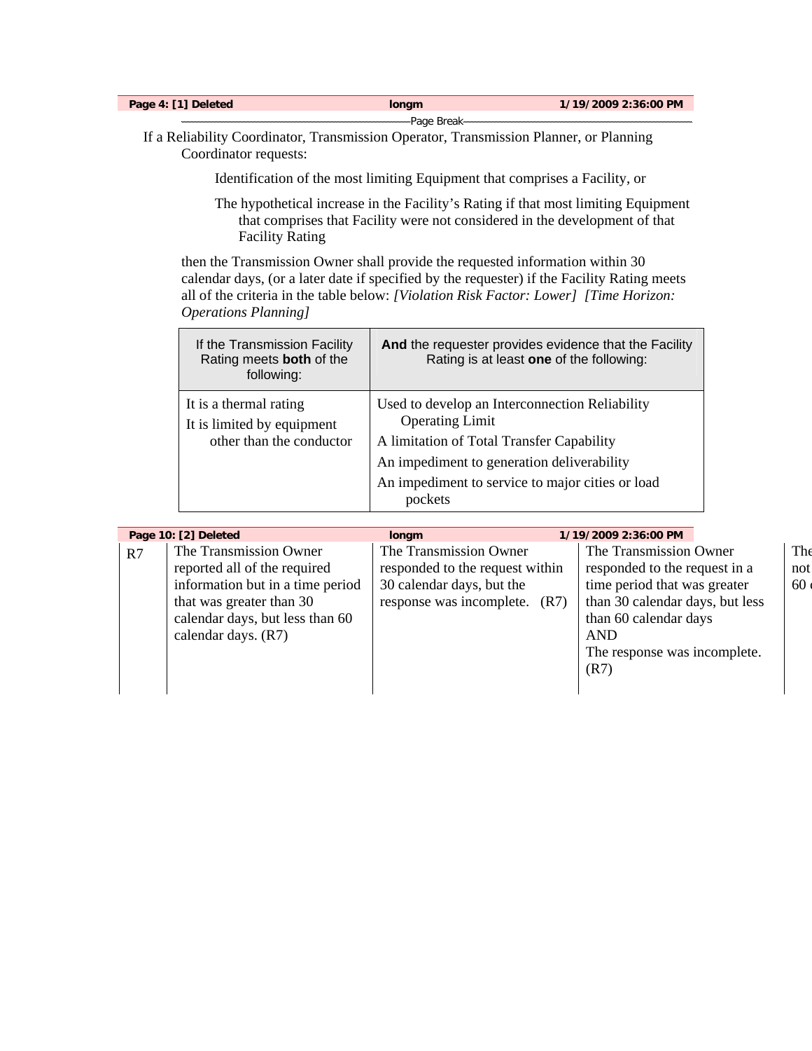**Page 4: [1] Deleted** longm 1/19/2009 2:36:00 PM

If a Reliability Coordinator, Transmission Operator, Transmission Planner, or Planning Coordinator requests:

Identification of the most limiting Equipment that comprises a Facility, or

The hypothetical increase in the Facility's Rating if that most limiting Equipment that comprises that Facility were not considered in the development of that Facility Rating

then the Transmission Owner shall provide the requested information within 30 calendar days, (or a later date if specified by the requester) if the Facility Rating meets all of the criteria in the table below: *[Violation Risk Factor: Lower] [Time Horizon: Operations Planning]*

| If the Transmission Facility Rating meets **both** of the following: | **And** the requester provides evidence that the Facility Rating is at least **one** of the following: |
|---|---|
| It is a thermal rating<br>It is limited by equipment other than the conductor | Used to develop an Interconnection Reliability Operating Limit<br>A limitation of Total Transfer Capability<br>An impediment to generation deliverability<br>An impediment to service to major cities or load pockets |

**Page 10: [2] Deleted** longm 1/19/2009 2:36:00 PM

| | | | | |
|---|---|---|---|---|
| R7 | The Transmission Owner reported all of the required information but in a time period that was greater than 30 calendar days, but less than 60 calendar days. (R7) | The Transmission Owner responded to the request within 30 calendar days, but the response was incomplete. (R7) | The Transmission Owner responded to the request in a time period that was greater than 30 calendar days, but less than 60 calendar days<br>AND<br>The response was incomplete. (R7) | The not 60 |